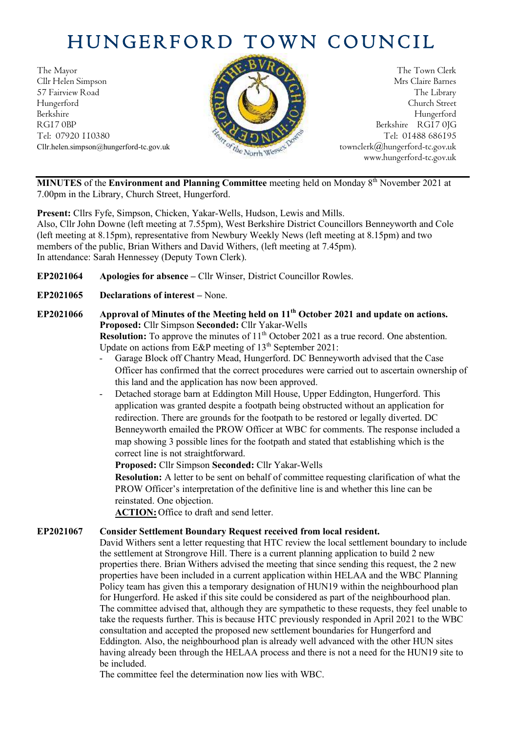# HUNGERFORD TOWN COUNCIL

The Mayor
Cllr Helen Simpson
57 Fairview Road
Hungerford
Berkshire
RG17 0BP
Tel: 07920 110380
Cllr.helen.simpson@hungerford-tc.gov.uk

The Town Clerk
Mrs Claire Barnes
The Library
Church Street
Hungerford
Berkshire RG17 0JG
Tel: 01488 686195
townclerk@hungerford-tc.gov.uk
www.hungerford-tc.gov.uk

---

**MINUTES** of the **Environment and Planning Committee** meeting held on Monday 8th November 2021 at 7.00pm in the Library, Church Street, Hungerford.

**Present:** Cllrs Fyfe, Simpson, Chicken, Yakar-Wells, Hudson, Lewis and Mills.
Also, Cllr John Downe (left meeting at 7.55pm), West Berkshire District Councillors Benneyworth and Cole (left meeting at 8.15pm), representative from Newbury Weekly News (left meeting at 8.15pm) and two members of the public, Brian Withers and David Withers, (left meeting at 7.45pm).
In attendance: Sarah Hennessey (Deputy Town Clerk).

**EP2021064** **Apologies for absence –** Cllr Winser, District Councillor Rowles.

**EP2021065** **Declarations of interest –** None.

**EP2021066** **Approval of Minutes of the Meeting held on 11th October 2021 and update on actions.**
**Proposed:** Cllr Simpson **Seconded:** Cllr Yakar-Wells
**Resolution:** To approve the minutes of 11th October 2021 as a true record. One abstention.
Update on actions from E&P meeting of 13th September 2021:

- Garage Block off Chantry Mead, Hungerford. DC Benneyworth advised that the Case Officer has confirmed that the correct procedures were carried out to ascertain ownership of this land and the application has now been approved.
- Detached storage barn at Eddington Mill House, Upper Eddington, Hungerford. This application was granted despite a footpath being obstructed without an application for redirection. There are grounds for the footpath to be restored or legally diverted. DC Benneyworth emailed the PROW Officer at WBC for comments. The response included a map showing 3 possible lines for the footpath and stated that establishing which is the correct line is not straightforward.
  **Proposed:** Cllr Simpson **Seconded:** Cllr Yakar-Wells
  **Resolution:** A letter to be sent on behalf of committee requesting clarification of what the PROW Officer's interpretation of the definitive line is and whether this line can be reinstated. One objection.
  **ACTION:** Office to draft and send letter.

**EP2021067** **Consider Settlement Boundary Request received from local resident.**
David Withers sent a letter requesting that HTC review the local settlement boundary to include the settlement at Strongrove Hill. There is a current planning application to build 2 new properties there. Brian Withers advised the meeting that since sending this request, the 2 new properties have been included in a current application within HELAA and the WBC Planning Policy team has given this a temporary designation of HUN19 within the neighbourhood plan for Hungerford. He asked if this site could be considered as part of the neighbourhood plan.
The committee advised that, although they are sympathetic to these requests, they feel unable to take the requests further. This is because HTC previously responded in April 2021 to the WBC consultation and accepted the proposed new settlement boundaries for Hungerford and Eddington. Also, the neighbourhood plan is already well advanced with the other HUN sites having already been through the HELAA process and there is not a need for the HUN19 site to be included.
The committee feel the determination now lies with WBC.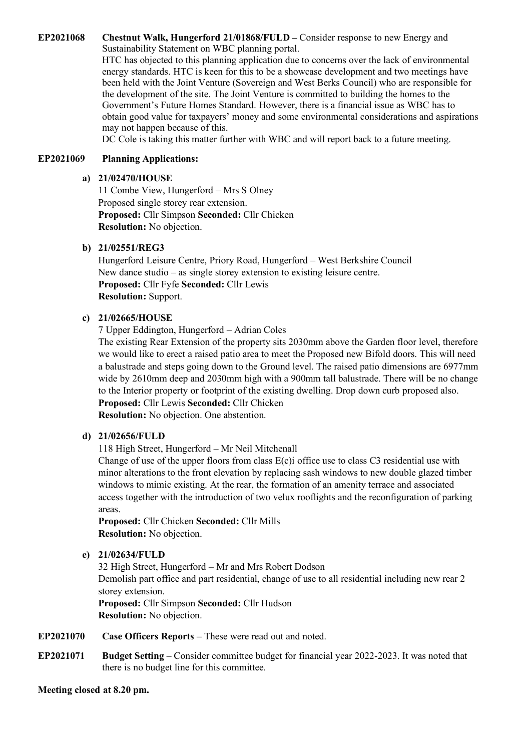**EP2021068 Chestnut Walk, Hungerford 21/01868/FULD –** Consider response to new Energy and Sustainability Statement on WBC planning portal.

HTC has objected to this planning application due to concerns over the lack of environmental energy standards. HTC is keen for this to be a showcase development and two meetings have been held with the Joint Venture (Sovereign and West Berks Council) who are responsible for the development of the site. The Joint Venture is committed to building the homes to the Government's Future Homes Standard. However, there is a financial issue as WBC has to obtain good value for taxpayers' money and some environmental considerations and aspirations may not happen because of this.

DC Cole is taking this matter further with WBC and will report back to a future meeting.

**EP2021069 Planning Applications:**

**a) 21/02470/HOUSE**

11 Combe View, Hungerford – Mrs S Olney

Proposed single storey rear extension.

**Proposed:** Cllr Simpson **Seconded:** Cllr Chicken

**Resolution:** No objection.

**b) 21/02551/REG3**

Hungerford Leisure Centre, Priory Road, Hungerford – West Berkshire Council

New dance studio – as single storey extension to existing leisure centre.

**Proposed:** Cllr Fyfe **Seconded:** Cllr Lewis

**Resolution:** Support.

**c) 21/02665/HOUSE**

7 Upper Eddington, Hungerford – Adrian Coles

The existing Rear Extension of the property sits 2030mm above the Garden floor level, therefore we would like to erect a raised patio area to meet the Proposed new Bifold doors. This will need a balustrade and steps going down to the Ground level. The raised patio dimensions are 6977mm wide by 2610mm deep and 2030mm high with a 900mm tall balustrade. There will be no change to the Interior property or footprint of the existing dwelling. Drop down curb proposed also.

**Proposed:** Cllr Lewis **Seconded:** Cllr Chicken

**Resolution:** No objection. One abstention.

**d) 21/02656/FULD**

118 High Street, Hungerford – Mr Neil Mitchenall

Change of use of the upper floors from class E(c)i office use to class C3 residential use with minor alterations to the front elevation by replacing sash windows to new double glazed timber windows to mimic existing. At the rear, the formation of an amenity terrace and associated access together with the introduction of two velux rooflights and the reconfiguration of parking areas.

**Proposed:** Cllr Chicken **Seconded:** Cllr Mills

**Resolution:** No objection.

**e) 21/02634/FULD**

32 High Street, Hungerford – Mr and Mrs Robert Dodson

Demolish part office and part residential, change of use to all residential including new rear 2 storey extension.

**Proposed:** Cllr Simpson **Seconded:** Cllr Hudson

**Resolution:** No objection.

**EP2021070 Case Officers Reports –** These were read out and noted.

**EP2021071 Budget Setting** – Consider committee budget for financial year 2022-2023. It was noted that there is no budget line for this committee.

**Meeting closed at 8.20 pm.**